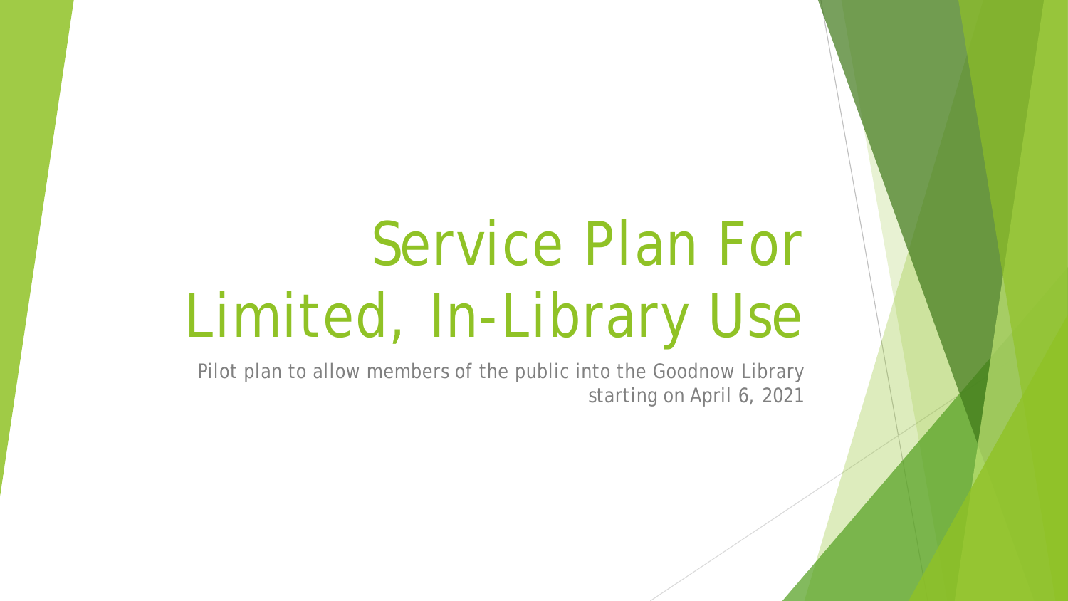# Service Plan For Limited, In-Library Use

Pilot plan to allow members of the public into the Goodnow Library starting on April 6, 2021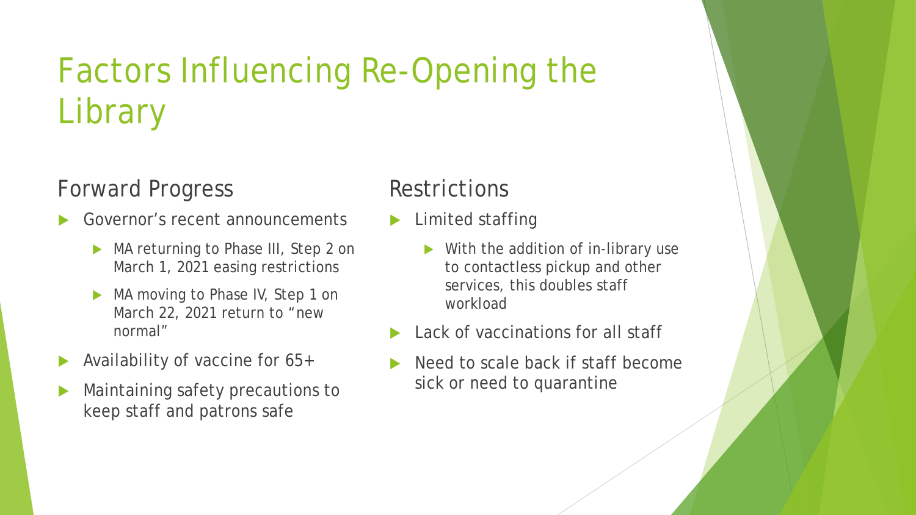# Factors Influencing Re-Opening the Library

## Forward Progress

- Governor's recent announcements
  - MA returning to Phase III, Step 2 on March 1, 2021 easing restrictions
  - MA moving to Phase IV, Step 1 on March 22, 2021 return to "new normal"
- Availability of vaccine for 65+
- Maintaining safety precautions to keep staff and patrons safe

## Restrictions

- Limited staffing
  - With the addition of in-library use to contactless pickup and other services, this doubles staff workload
- Lack of vaccinations for all staff
- Need to scale back if staff become sick or need to quarantine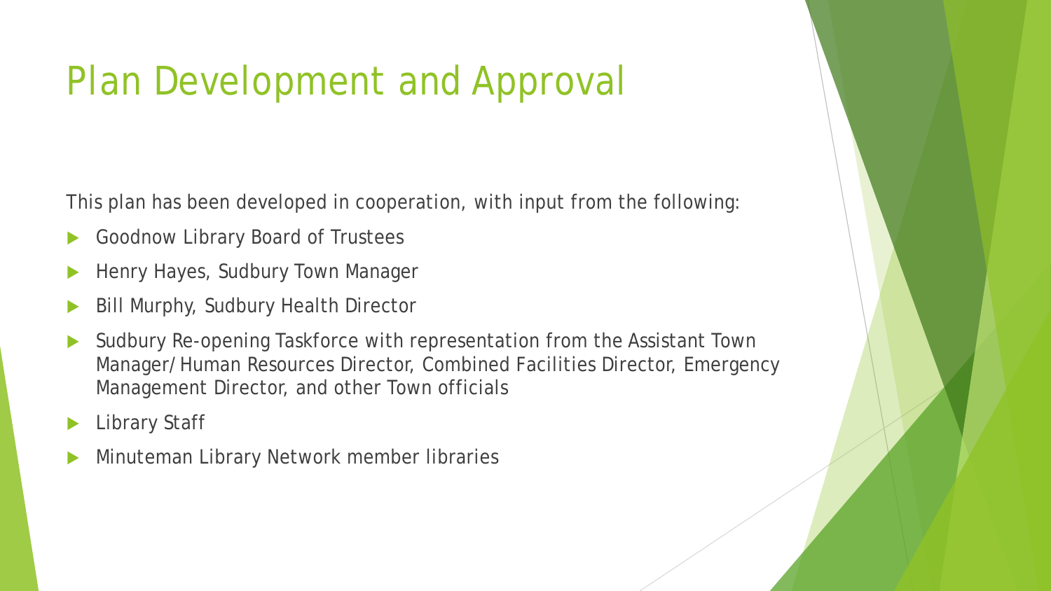# Plan Development and Approval

This plan has been developed in cooperation, with input from the following:

- Goodnow Library Board of Trustees
- Henry Hayes, Sudbury Town Manager
- Bill Murphy, Sudbury Health Director
- Sudbury Re-opening Taskforce with representation from the Assistant Town Manager/Human Resources Director, Combined Facilities Director, Emergency Management Director, and other Town officials
- Library Staff
- Minuteman Library Network member libraries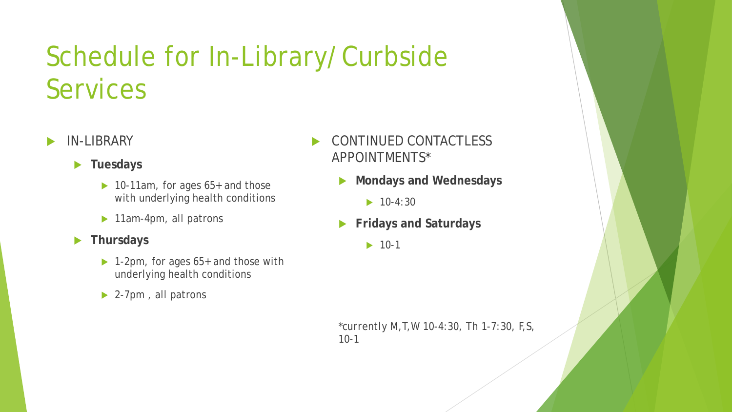# Schedule for In-Library/ Curbside Services

- IN-LIBRARY
  - **Tuesdays**
    - 10-11am, for ages 65+ and those with underlying health conditions
    - 11am-4pm, all patrons
  - **Thursdays**
    - 1-2pm, for ages 65+ and those with underlying health conditions
    - 2-7pm , all patrons

- CONTINUED CONTACTLESS APPOINTMENTS*
  - **Mondays and Wednesdays**
    - 10-4:30
  - **Fridays and Saturdays**
    - 10-1

*currently M,T,W 10-4:30, Th 1-7:30, F,S, 10-1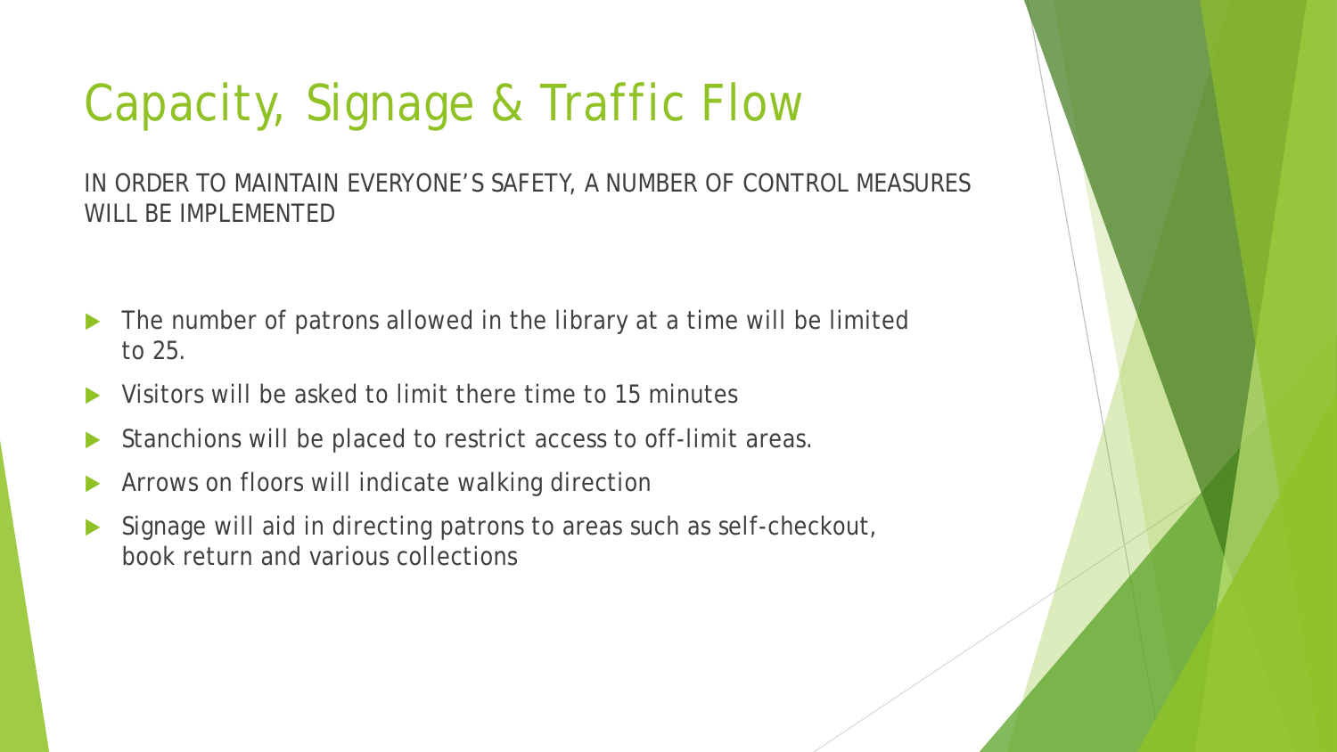# Capacity, Signage & Traffic Flow

IN ORDER TO MAINTAIN EVERYONE'S SAFETY, A NUMBER OF CONTROL MEASURES WILL BE IMPLEMENTED

- The number of patrons allowed in the library at a time will be limited to 25.
- Visitors will be asked to limit there time to 15 minutes
- Stanchions will be placed to restrict access to off-limit areas.
- Arrows on floors will indicate walking direction
- Signage will aid in directing patrons to areas such as self-checkout, book return and various collections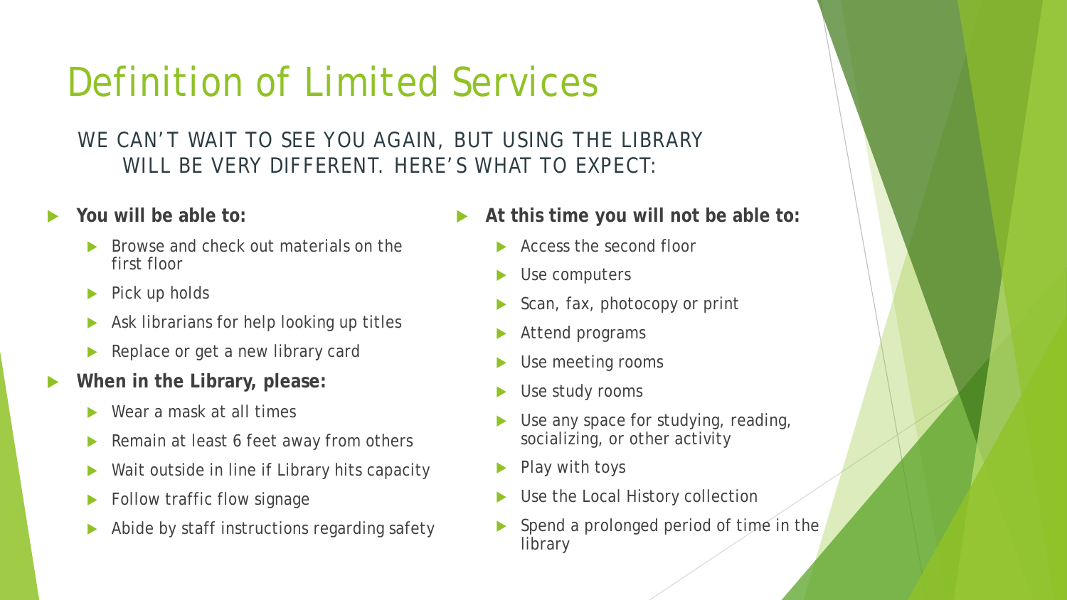# Definition of Limited Services

WE CAN'T WAIT TO SEE YOU AGAIN, BUT USING THE LIBRARY WILL BE VERY DIFFERENT. HERE'S WHAT TO EXPECT:

- **You will be able to:**
  - Browse and check out materials on the first floor
  - Pick up holds
  - Ask librarians for help looking up titles
  - Replace or get a new library card
- **When in the Library, please:**
  - Wear a mask at all times
  - Remain at least 6 feet away from others
  - Wait outside in line if Library hits capacity
  - Follow traffic flow signage
  - Abide by staff instructions regarding safety
- **At this time you will not be able to:**
  - Access the second floor
  - Use computers
  - Scan, fax, photocopy or print
  - Attend programs
  - Use meeting rooms
  - Use study rooms
  - Use any space for studying, reading, socializing, or other activity
  - Play with toys
  - Use the Local History collection
  - Spend a prolonged period of time in the library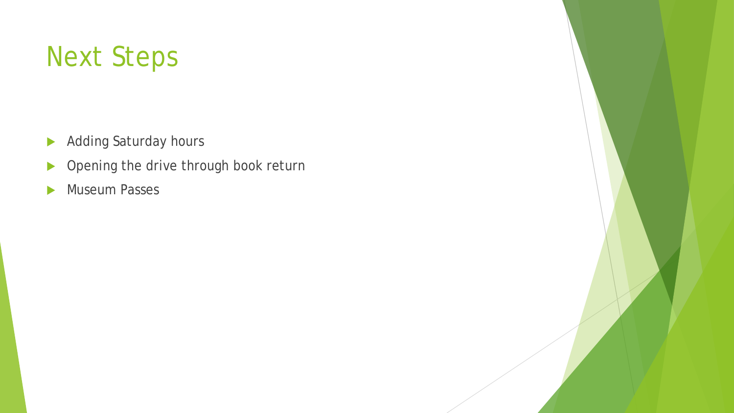# Next Steps

- Adding Saturday hours
- Opening the drive through book return
- Museum Passes